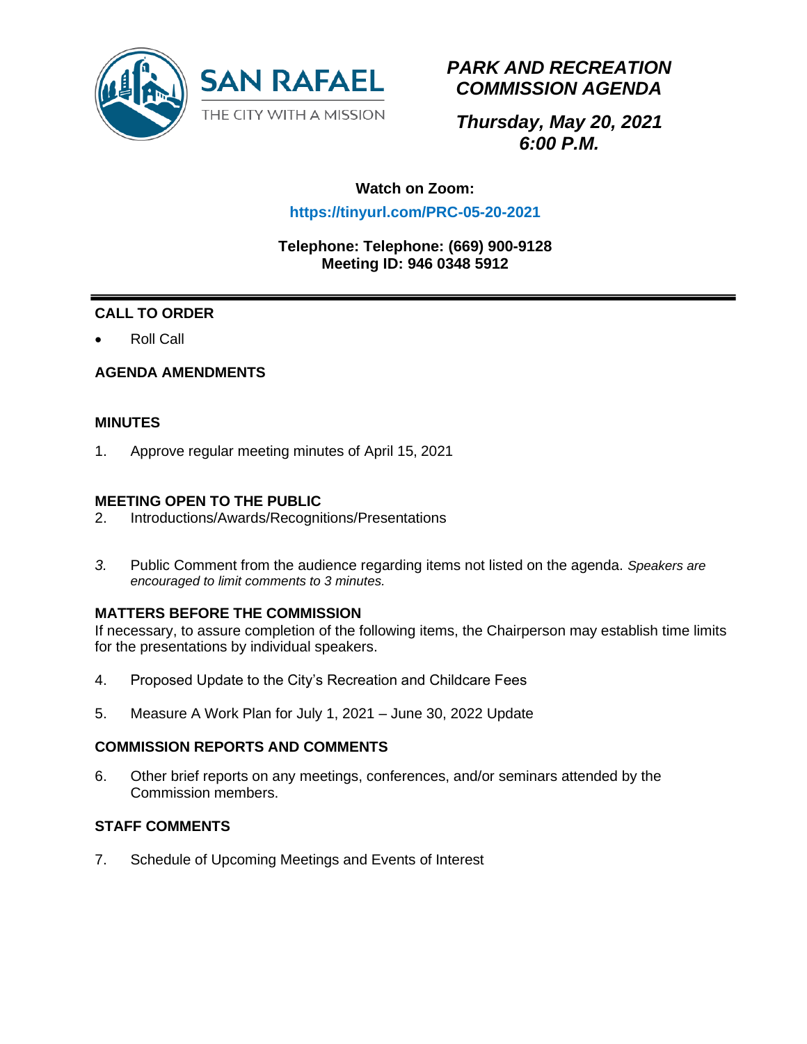SAN RAFAEL

THE CITY WITH A MISSION

# *PARK AND RECREATION COMMISSION AGENDA*

## *Thursday, May 20, 2021*
## *6:00 P.M.*

**Watch on Zoom:**

**https://tinyurl.com/PRC-05-20-2021**

**Telephone: Telephone: (669) 900-9128**
**Meeting ID: 946 0348 5912**

---

### CALL TO ORDER

- Roll Call

### AGENDA AMENDMENTS

### MINUTES

1. Approve regular meeting minutes of April 15, 2021

### MEETING OPEN TO THE PUBLIC

2. Introductions/Awards/Recognitions/Presentations

3. Public Comment from the audience regarding items not listed on the agenda. *Speakers are encouraged to limit comments to 3 minutes.*

### MATTERS BEFORE THE COMMISSION

If necessary, to assure completion of the following items, the Chairperson may establish time limits for the presentations by individual speakers.

4. Proposed Update to the City's Recreation and Childcare Fees

5. Measure A Work Plan for July 1, 2021 – June 30, 2022 Update

### COMMISSION REPORTS AND COMMENTS

6. Other brief reports on any meetings, conferences, and/or seminars attended by the Commission members.

### STAFF COMMENTS

7. Schedule of Upcoming Meetings and Events of Interest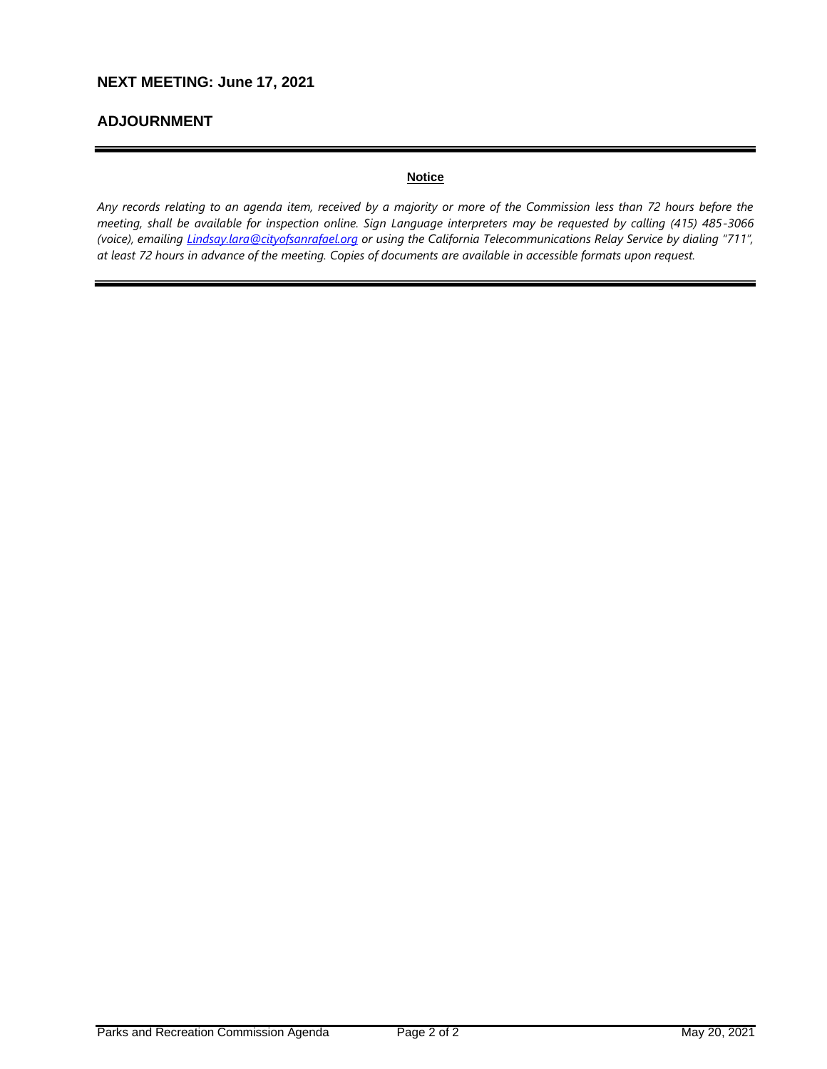## NEXT MEETING: June 17, 2021

## ADJOURNMENT

---

**Notice**

*Any records relating to an agenda item, received by a majority or more of the Commission less than 72 hours before the meeting, shall be available for inspection online. Sign Language interpreters may be requested by calling (415) 485-3066 (voice), emailing [Lindsay.lara@cityofsanrafael.org](mailto:Lindsay.lara@cityofsanrafael.org) or using the California Telecommunications Relay Service by dialing "711", at least 72 hours in advance of the meeting. Copies of documents are available in accessible formats upon request.*

---